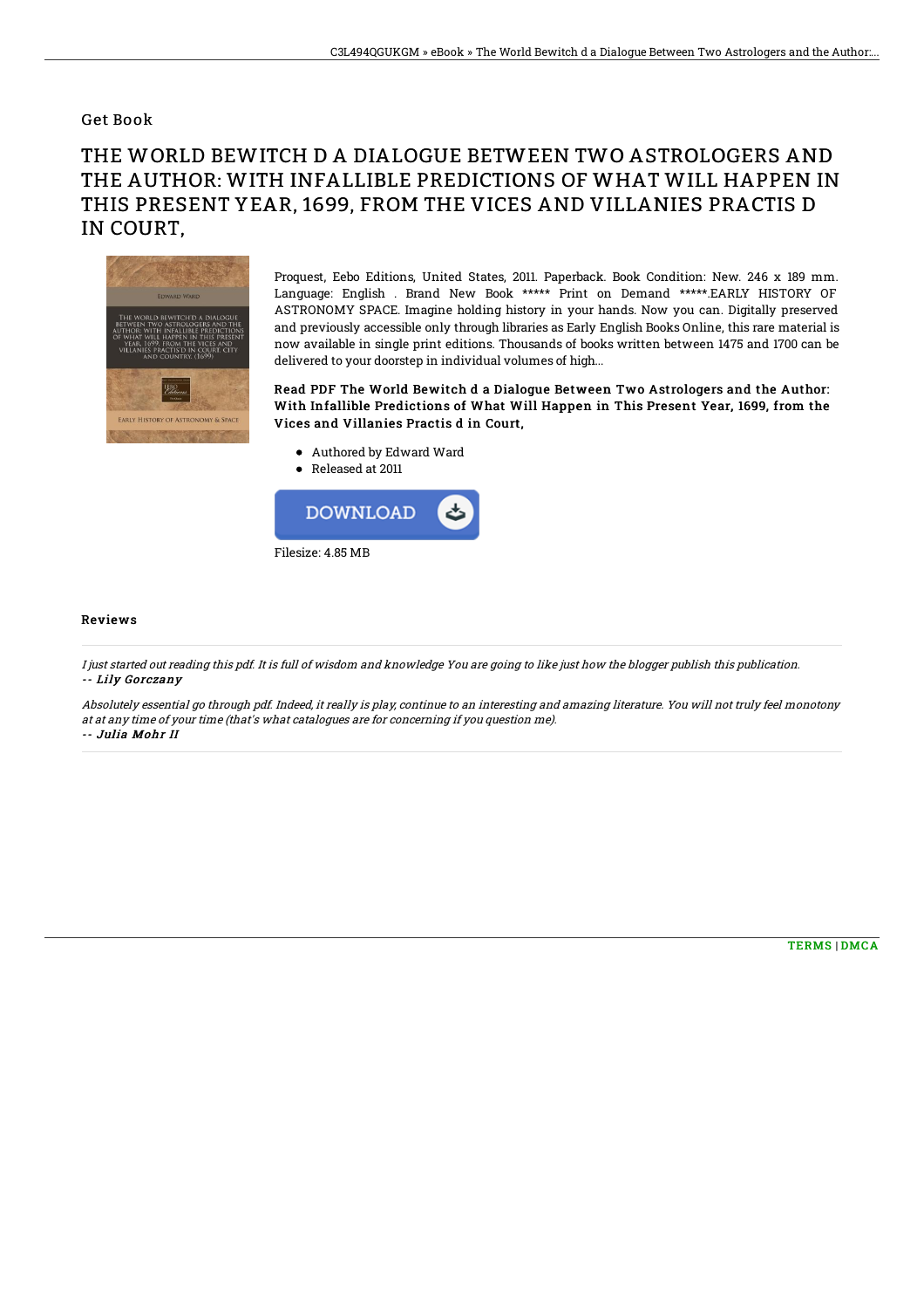## Get Book

# THE WORLD BEWITCH D A DIALOGUE BETWEEN TWO ASTROLOGERS AND THE AUTHOR: WITH INFALLIBLE PREDICTIONS OF WHAT WILL HAPPEN IN THIS PRESENT YEAR, 1699, FROM THE VICES AND VILLANIES PRACTIS D IN COURT,

Proquest, Eebo Editions, United States, 2011. Paperback. Book Condition: New. 246 x 189 mm. Language: English . Brand New Book ***** Print on Demand *****.EARLY HISTORY OF ASTRONOMY SPACE. Imagine holding history in your hands. Now you can. Digitally preserved and previously accessible only through libraries as Early English Books Online, this rare material is now available in single print editions. Thousands of books written between 1475 and 1700 can be delivered to your doorstep in individual volumes of high...

**Read PDF The World Bewitch d a Dialogue Between Two Astrologers and the Author: With Infallible Predictions of What Will Happen in This Present Year, 1699, from the Vices and Villanies Practis d in Court,**

- Authored by Edward Ward
- Released at 2011

DOWNLOAD

Filesize: 4.85 MB

### Reviews

*I just started out reading this pdf. It is full of wisdom and knowledge You are going to like just how the blogger publish this publication.*
*-- Lily Gorczany*

*Absolutely essential go through pdf. Indeed, it really is play, continue to an interesting and amazing literature. You will not truly feel monotony at at any time of your time (that's what catalogues are for concerning if you question me).*
*-- Julia Mohr II*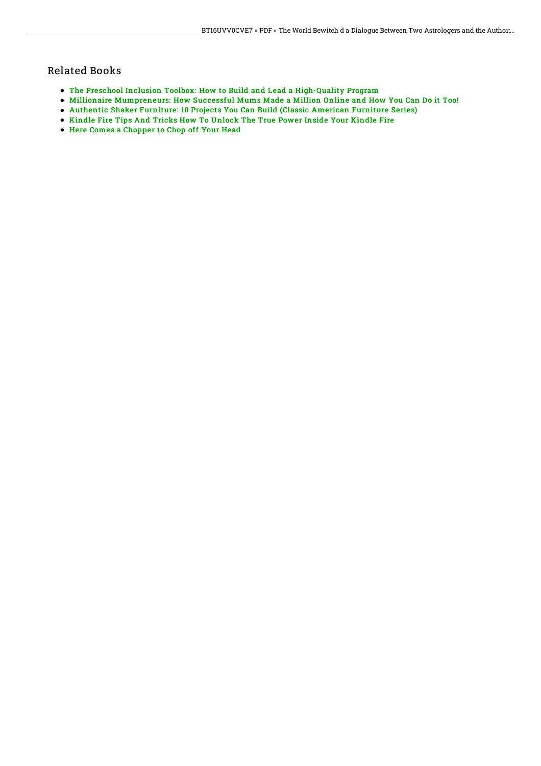## Related Books

- **The Preschool Inclusion Toolbox: How to Build and Lead a High-Quality Program**
- **Millionaire Mumpreneurs: How Successful Mums Made a Million Online and How You Can Do it Too!**
- **Authentic Shaker Furniture: 10 Projects You Can Build (Classic American Furniture Series)**
- **Kindle Fire Tips And Tricks How To Unlock The True Power Inside Your Kindle Fire**
- **Here Comes a Chopper to Chop off Your Head**